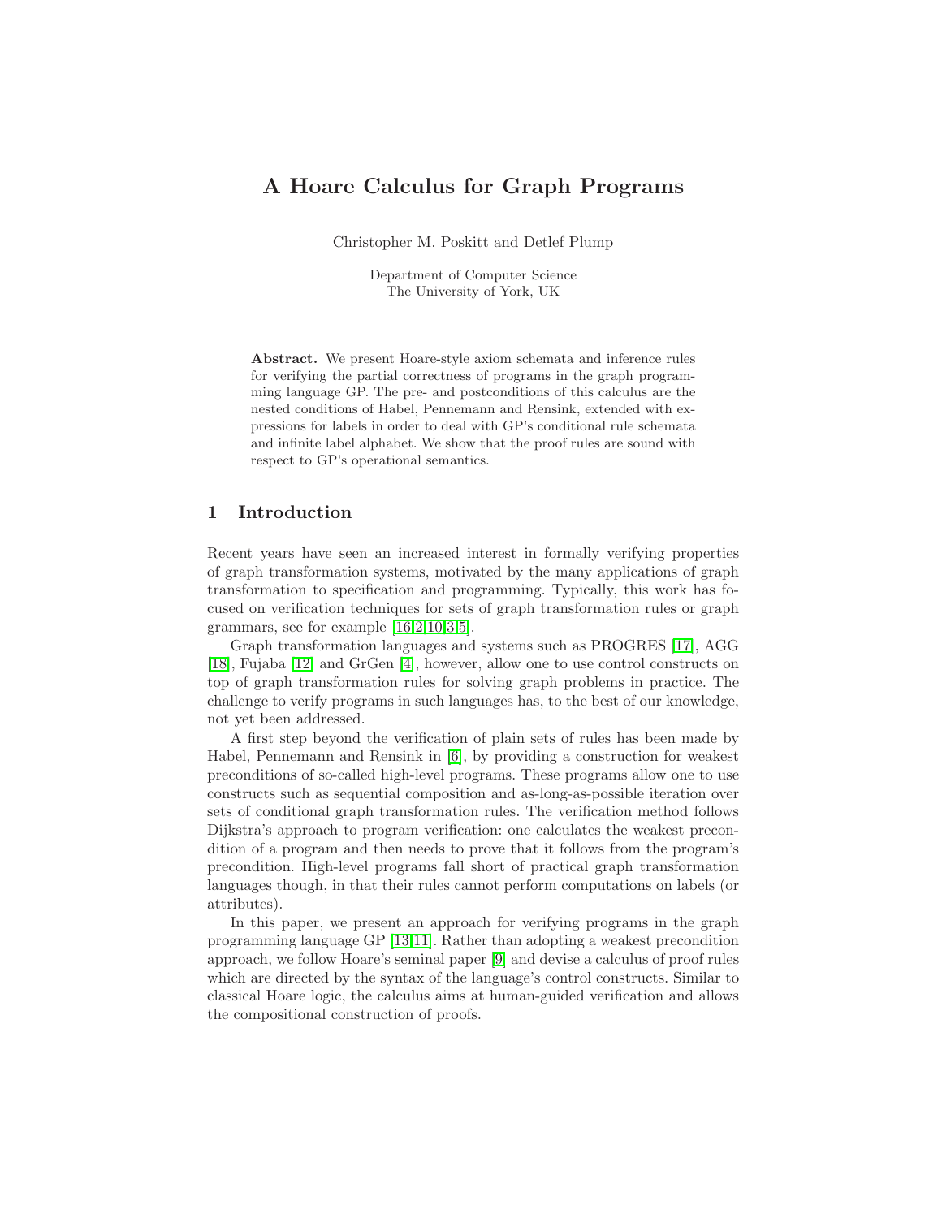# A Hoare Calculus for Graph Programs

Christopher M. Poskitt and Detlef Plump

Department of Computer Science
The University of York, UK

**Abstract.** We present Hoare-style axiom schemata and inference rules for verifying the partial correctness of programs in the graph programming language GP. The pre- and postconditions of this calculus are the nested conditions of Habel, Pennemann and Rensink, extended with expressions for labels in order to deal with GP's conditional rule schemata and infinite label alphabet. We show that the proof rules are sound with respect to GP's operational semantics.

## 1 Introduction

Recent years have seen an increased interest in formally verifying properties of graph transformation systems, motivated by the many applications of graph transformation to specification and programming. Typically, this work has focused on verification techniques for sets of graph transformation rules or graph grammars, see for example [16,2,10,3,5].

Graph transformation languages and systems such as PROGRES [17], AGG [18], Fujaba [12] and GrGen [4], however, allow one to use control constructs on top of graph transformation rules for solving graph problems in practice. The challenge to verify programs in such languages has, to the best of our knowledge, not yet been addressed.

A first step beyond the verification of plain sets of rules has been made by Habel, Pennemann and Rensink in [6], by providing a construction for weakest preconditions of so-called high-level programs. These programs allow one to use constructs such as sequential composition and as-long-as-possible iteration over sets of conditional graph transformation rules. The verification method follows Dijkstra's approach to program verification: one calculates the weakest precondition of a program and then needs to prove that it follows from the program's precondition. High-level programs fall short of practical graph transformation languages though, in that their rules cannot perform computations on labels (or attributes).

In this paper, we present an approach for verifying programs in the graph programming language GP [13,11]. Rather than adopting a weakest precondition approach, we follow Hoare's seminal paper [9] and devise a calculus of proof rules which are directed by the syntax of the language's control constructs. Similar to classical Hoare logic, the calculus aims at human-guided verification and allows the compositional construction of proofs.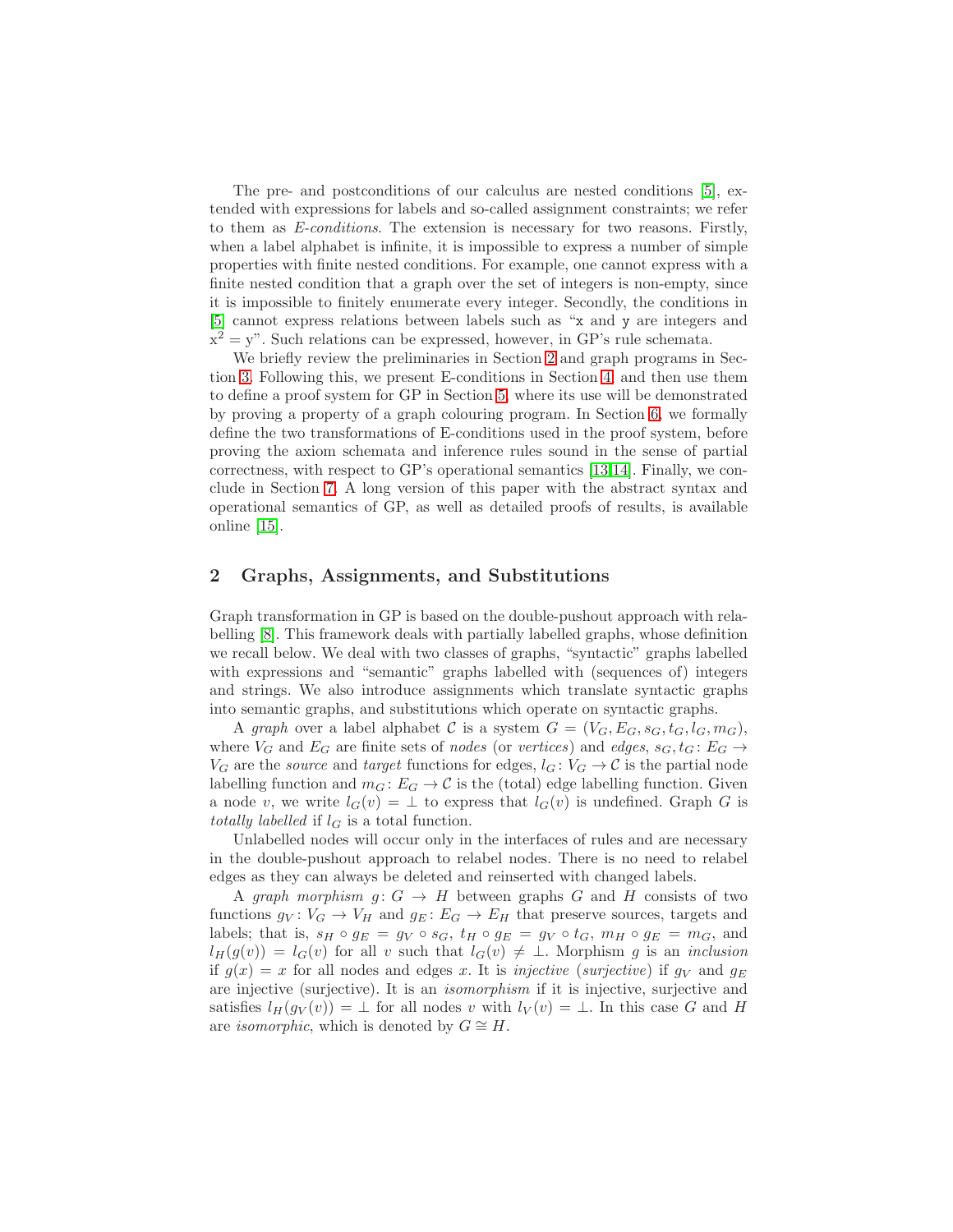The pre- and postconditions of our calculus are nested conditions [5], extended with expressions for labels and so-called assignment constraints; we refer to them as *E-conditions*. The extension is necessary for two reasons. Firstly, when a label alphabet is infinite, it is impossible to express a number of simple properties with finite nested conditions. For example, one cannot express with a finite nested condition that a graph over the set of integers is non-empty, since it is impossible to finitely enumerate every integer. Secondly, the conditions in [5] cannot express relations between labels such as "x and y are integers and $\mathrm{x}^2 = \mathrm{y}$". Such relations can be expressed, however, in GP's rule schemata.

We briefly review the preliminaries in Section 2 and graph programs in Section 3. Following this, we present E-conditions in Section 4, and then use them to define a proof system for GP in Section 5, where its use will be demonstrated by proving a property of a graph colouring program. In Section 6, we formally define the two transformations of E-conditions used in the proof system, before proving the axiom schemata and inference rules sound in the sense of partial correctness, with respect to GP's operational semantics [13,14]. Finally, we conclude in Section 7. A long version of this paper with the abstract syntax and operational semantics of GP, as well as detailed proofs of results, is available online [15].

## 2 Graphs, Assignments, and Substitutions

Graph transformation in GP is based on the double-pushout approach with relabelling [8]. This framework deals with partially labelled graphs, whose definition we recall below. We deal with two classes of graphs, "syntactic" graphs labelled with expressions and "semantic" graphs labelled with (sequences of) integers and strings. We also introduce assignments which translate syntactic graphs into semantic graphs, and substitutions which operate on syntactic graphs.

A *graph* over a label alphabet $\mathcal{C}$ is a system $G = (V_G, E_G, s_G, t_G, l_G, m_G)$, where $V_G$ and $E_G$ are finite sets of *nodes* (or *vertices*) and *edges*, $s_G, t_G \colon E_G \to V_G$ are the *source* and *target* functions for edges, $l_G \colon V_G \to \mathcal{C}$ is the partial node labelling function and $m_G \colon E_G \to \mathcal{C}$ is the (total) edge labelling function. Given a node $v$, we write $l_G(v) = \bot$ to express that $l_G(v)$ is undefined. Graph $G$ is *totally labelled* if $l_G$ is a total function.

Unlabelled nodes will occur only in the interfaces of rules and are necessary in the double-pushout approach to relabel nodes. There is no need to relabel edges as they can always be deleted and reinserted with changed labels.

A *graph morphism* $g \colon G \to H$ between graphs $G$ and $H$ consists of two functions $g_V \colon V_G \to V_H$ and $g_E \colon E_G \to E_H$ that preserve sources, targets and labels; that is, $s_H \circ g_E = g_V \circ s_G$, $t_H \circ g_E = g_V \circ t_G$, $m_H \circ g_E = m_G$, and $l_H(g(v)) = l_G(v)$ for all $v$ such that $l_G(v) \neq \bot$. Morphism $g$ is an *inclusion* if $g(x) = x$ for all nodes and edges $x$. It is *injective* (*surjective*) if $g_V$ and $g_E$ are injective (surjective). It is an *isomorphism* if it is injective, surjective and satisfies $l_H(g_V(v)) = \bot$ for all nodes $v$ with $l_V(v) = \bot$. In this case $G$ and $H$ are *isomorphic*, which is denoted by $G \cong H$.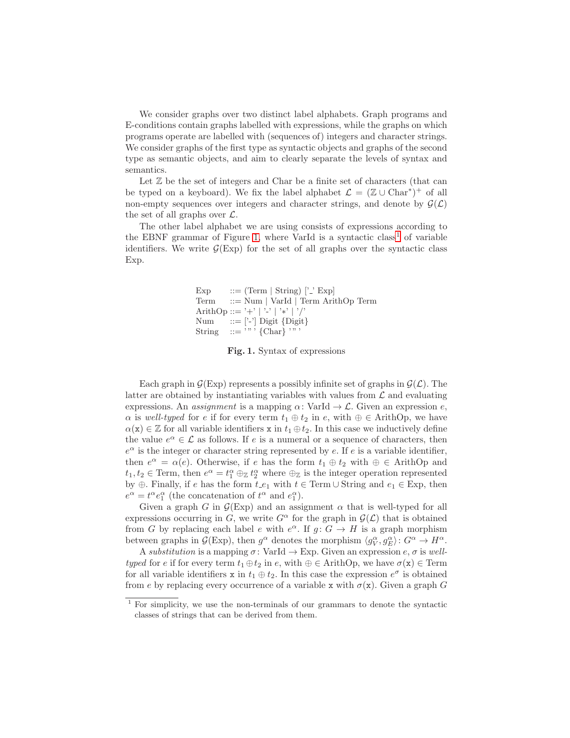We consider graphs over two distinct label alphabets. Graph programs and E-conditions contain graphs labelled with expressions, while the graphs on which programs operate are labelled with (sequences of) integers and character strings. We consider graphs of the first type as syntactic objects and graphs of the second type as semantic objects, and aim to clearly separate the levels of syntax and semantics.

Let $\mathbb{Z}$ be the set of integers and Char be a finite set of characters (that can be typed on a keyboard). We fix the label alphabet $\mathcal{L} = (\mathbb{Z} \cup \text{Char}^*)^+$ of all non-empty sequences over integers and character strings, and denote by $\mathcal{G}(\mathcal{L})$ the set of all graphs over $\mathcal{L}$.

The other label alphabet we are using consists of expressions according to the EBNF grammar of Figure 1, where VarId is a syntactic class[1] of variable identifiers. We write $\mathcal{G}(\text{Exp})$ for the set of all graphs over the syntactic class Exp.

```
Exp     ::= (Term | String) ['_' Exp]
Term    ::= Num | VarId | Term ArithOp Term
ArithOp ::= '+' | '-' | '*' | '/'
Num     ::= ['-'] Digit {Digit}
String  ::= '"' {Char} '"'
```

**Fig. 1.** Syntax of expressions

Each graph in $\mathcal{G}(\text{Exp})$ represents a possibly infinite set of graphs in $\mathcal{G}(\mathcal{L})$. The latter are obtained by instantiating variables with values from $\mathcal{L}$ and evaluating expressions. An *assignment* is a mapping $\alpha\colon \text{VarId} \to \mathcal{L}$. Given an expression $e$, $\alpha$ is *well-typed* for $e$ if for every term $t_1 \oplus t_2$ in $e$, with $\oplus \in \text{ArithOp}$, we have $\alpha(\mathtt{x}) \in \mathbb{Z}$ for all variable identifiers $\mathtt{x}$ in $t_1 \oplus t_2$. In this case we inductively define the value $e^\alpha \in \mathcal{L}$ as follows. If $e$ is a numeral or a sequence of characters, then $e^\alpha$ is the integer or character string represented by $e$. If $e$ is a variable identifier, then $e^\alpha = \alpha(e)$. Otherwise, if $e$ has the form $t_1 \oplus t_2$ with $\oplus \in \text{ArithOp}$ and $t_1, t_2 \in \text{Term}$, then $e^\alpha = t_1^\alpha \oplus_\mathbb{Z} t_2^\alpha$ where $\oplus_\mathbb{Z}$ is the integer operation represented by $\oplus$. Finally, if $e$ has the form $t\_e_1$ with $t \in \text{Term} \cup \text{String}$ and $e_1 \in \text{Exp}$, then $e^\alpha = t^\alpha e_1^\alpha$ (the concatenation of $t^\alpha$ and $e_1^\alpha$).

Given a graph $G$ in $\mathcal{G}(\text{Exp})$ and an assignment $\alpha$ that is well-typed for all expressions occurring in $G$, we write $G^\alpha$ for the graph in $\mathcal{G}(\mathcal{L})$ that is obtained from $G$ by replacing each label $e$ with $e^\alpha$. If $g\colon G \to H$ is a graph morphism between graphs in $\mathcal{G}(\text{Exp})$, then $g^\alpha$ denotes the morphism $\langle g_V^\alpha, g_E^\alpha \rangle \colon G^\alpha \to H^\alpha$.

A *substitution* is a mapping $\sigma\colon \text{VarId} \to \text{Exp}$. Given an expression $e$, $\sigma$ is *well-typed* for $e$ if for every term $t_1 \oplus t_2$ in $e$, with $\oplus \in \text{ArithOp}$, we have $\sigma(\mathtt{x}) \in \text{Term}$ for all variable identifiers $\mathtt{x}$ in $t_1 \oplus t_2$. In this case the expression $e^\sigma$ is obtained from $e$ by replacing every occurrence of a variable $\mathtt{x}$ with $\sigma(\mathtt{x})$. Given a graph $G$

[1] For simplicity, we use the non-terminals of our grammars to denote the syntactic classes of strings that can be derived from them.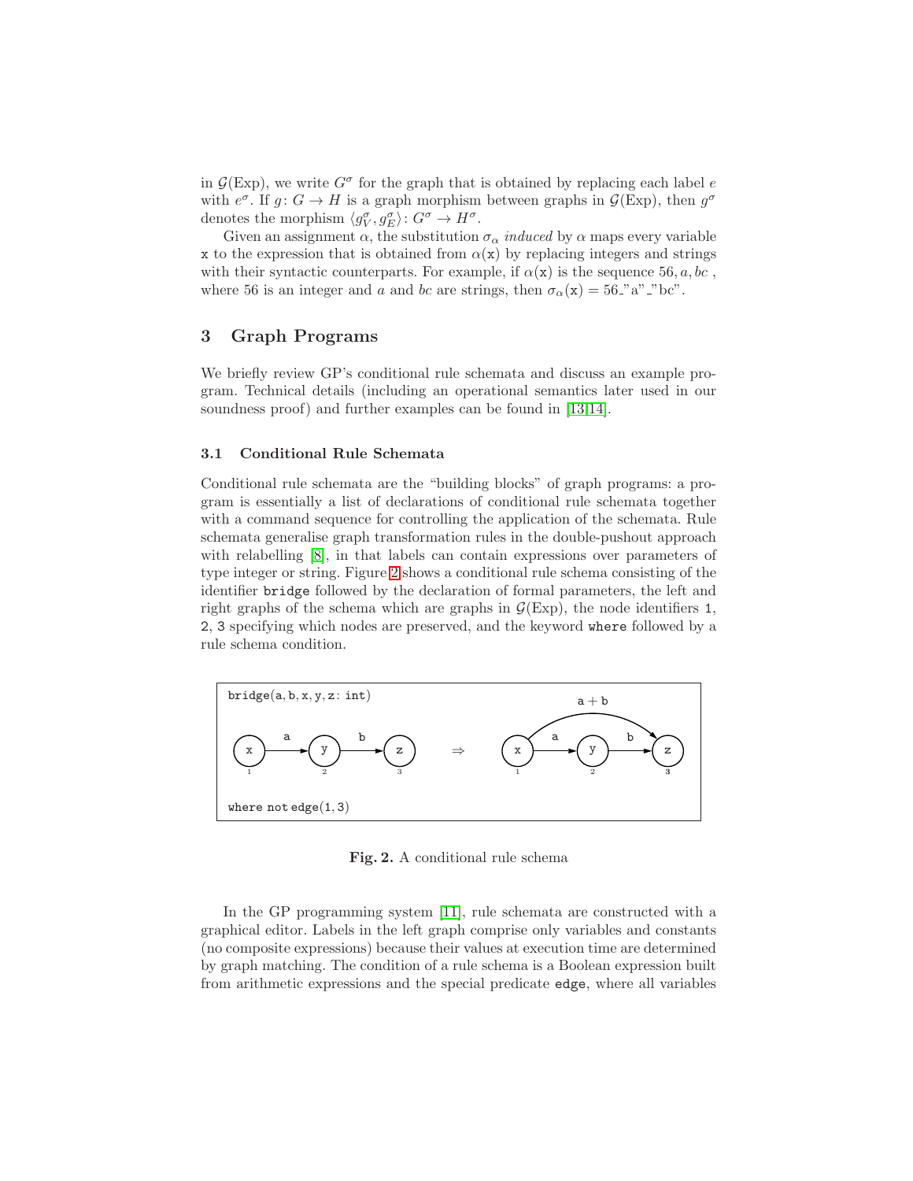in $\mathcal{G}(\text{Exp})$, we write $G^\sigma$ for the graph that is obtained by replacing each label $e$ with $e^\sigma$. If $g\colon G \to H$ is a graph morphism between graphs in $\mathcal{G}(\text{Exp})$, then $g^\sigma$ denotes the morphism $\langle g_V^\sigma, g_E^\sigma \rangle\colon G^\sigma \to H^\sigma$.

Given an assignment $\alpha$, the substitution $\sigma_\alpha$ *induced* by $\alpha$ maps every variable $\mathtt{x}$ to the expression that is obtained from $\alpha(\mathtt{x})$ by replacing integers and strings with their syntactic counterparts. For example, if $\alpha(\mathtt{x})$ is the sequence $56, a, bc$ , where 56 is an integer and $a$ and $bc$ are strings, then $\sigma_\alpha(\mathtt{x}) = 56\_\text{"a"}\_\text{"bc"}$.

## 3 Graph Programs

We briefly review GP's conditional rule schemata and discuss an example program. Technical details (including an operational semantics later used in our soundness proof) and further examples can be found in [13,14].

### 3.1 Conditional Rule Schemata

Conditional rule schemata are the "building blocks" of graph programs: a program is essentially a list of declarations of conditional rule schemata together with a command sequence for controlling the application of the schemata. Rule schemata generalise graph transformation rules in the double-pushout approach with relabelling [8], in that labels can contain expressions over parameters of type integer or string. Figure 2 shows a conditional rule schema consisting of the identifier `bridge` followed by the declaration of formal parameters, the left and right graphs of the schema which are graphs in $\mathcal{G}(\text{Exp})$, the node identifiers 1, 2, 3 specifying which nodes are preserved, and the keyword `where` followed by a rule schema condition.

```
bridge(a, b, x, y, z: int)

                                                a + b
         a           b                  a           b
  (x) ------> (y) ------> (z)   ⇒   (x) ------> (y) ------> (z)
   1           2           3         1           2           3
                                    (plus edge 1 -> 3 labelled a + b)

where not edge(1, 3)
```

**Fig. 2.** A conditional rule schema

In the GP programming system [11], rule schemata are constructed with a graphical editor. Labels in the left graph comprise only variables and constants (no composite expressions) because their values at execution time are determined by graph matching. The condition of a rule schema is a Boolean expression built from arithmetic expressions and the special predicate `edge`, where all variables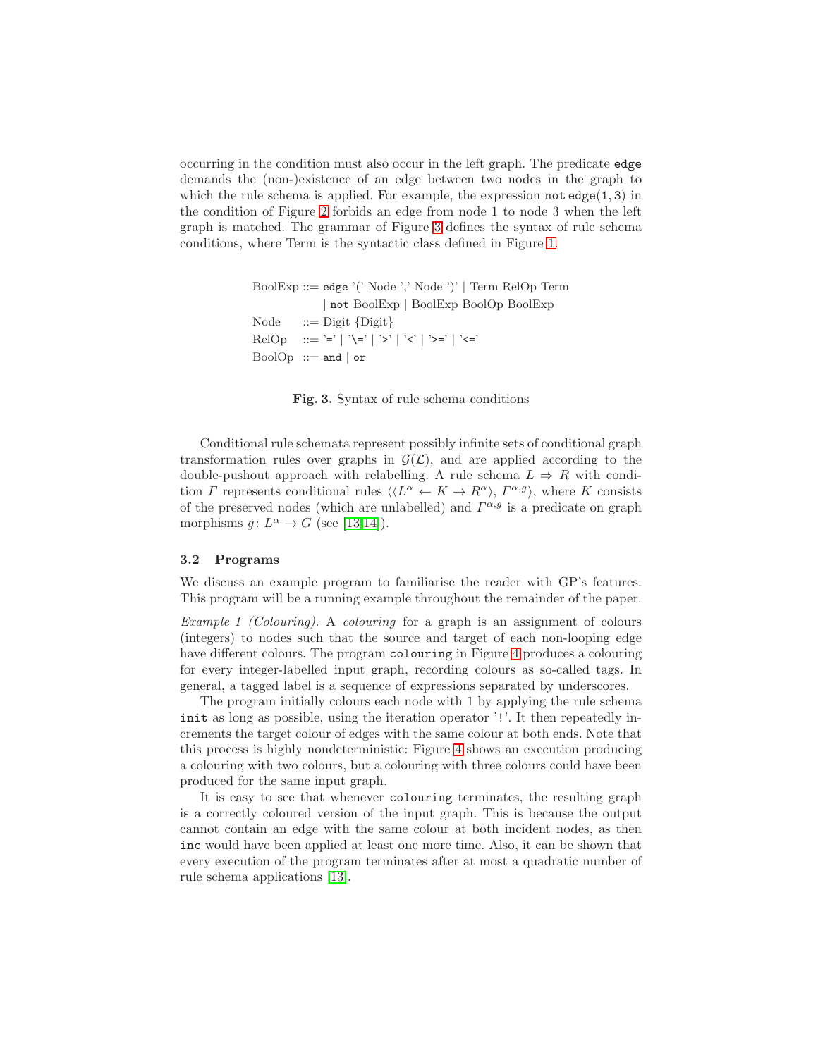occurring in the condition must also occur in the left graph. The predicate `edge` demands the (non-)existence of an edge between two nodes in the graph to which the rule schema is applied. For example, the expression `not edge(1, 3)` in the condition of Figure 2 forbids an edge from node 1 to node 3 when the left graph is matched. The grammar of Figure 3 defines the syntax of rule schema conditions, where Term is the syntactic class defined in Figure 1.

```
BoolExp ::= edge '(' Node ',' Node ')' | Term RelOp Term
          | not BoolExp | BoolExp BoolOp BoolExp
Node    ::= Digit {Digit}
RelOp   ::= '=' | '\=' | '>' | '<' | '>=' | '<='
BoolOp  ::= and | or
```

**Fig. 3.** Syntax of rule schema conditions

Conditional rule schemata represent possibly infinite sets of conditional graph transformation rules over graphs in $\mathcal{G}(\mathcal{L})$, and are applied according to the double-pushout approach with relabelling. A rule schema $L \Rightarrow R$ with condition $\Gamma$ represents conditional rules $\langle\langle L^\alpha \leftarrow K \rightarrow R^\alpha\rangle, \Gamma^{\alpha,g}\rangle$, where $K$ consists of the preserved nodes (which are unlabelled) and $\Gamma^{\alpha,g}$ is a predicate on graph morphisms $g\colon L^\alpha \rightarrow G$ (see [13,14]).

### 3.2 Programs

We discuss an example program to familiarise the reader with GP's features. This program will be a running example throughout the remainder of the paper.

*Example 1 (Colouring).* A *colouring* for a graph is an assignment of colours (integers) to nodes such that the source and target of each non-looping edge have different colours. The program `colouring` in Figure 4 produces a colouring for every integer-labelled input graph, recording colours as so-called tags. In general, a tagged label is a sequence of expressions separated by underscores.

The program initially colours each node with 1 by applying the rule schema `init` as long as possible, using the iteration operator '`!`'. It then repeatedly increments the target colour of edges with the same colour at both ends. Note that this process is highly nondeterministic: Figure 4 shows an execution producing a colouring with two colours, but a colouring with three colours could have been produced for the same input graph.

It is easy to see that whenever `colouring` terminates, the resulting graph is a correctly coloured version of the input graph. This is because the output cannot contain an edge with the same colour at both incident nodes, as then `inc` would have been applied at least one more time. Also, it can be shown that every execution of the program terminates after at most a quadratic number of rule schema applications [13].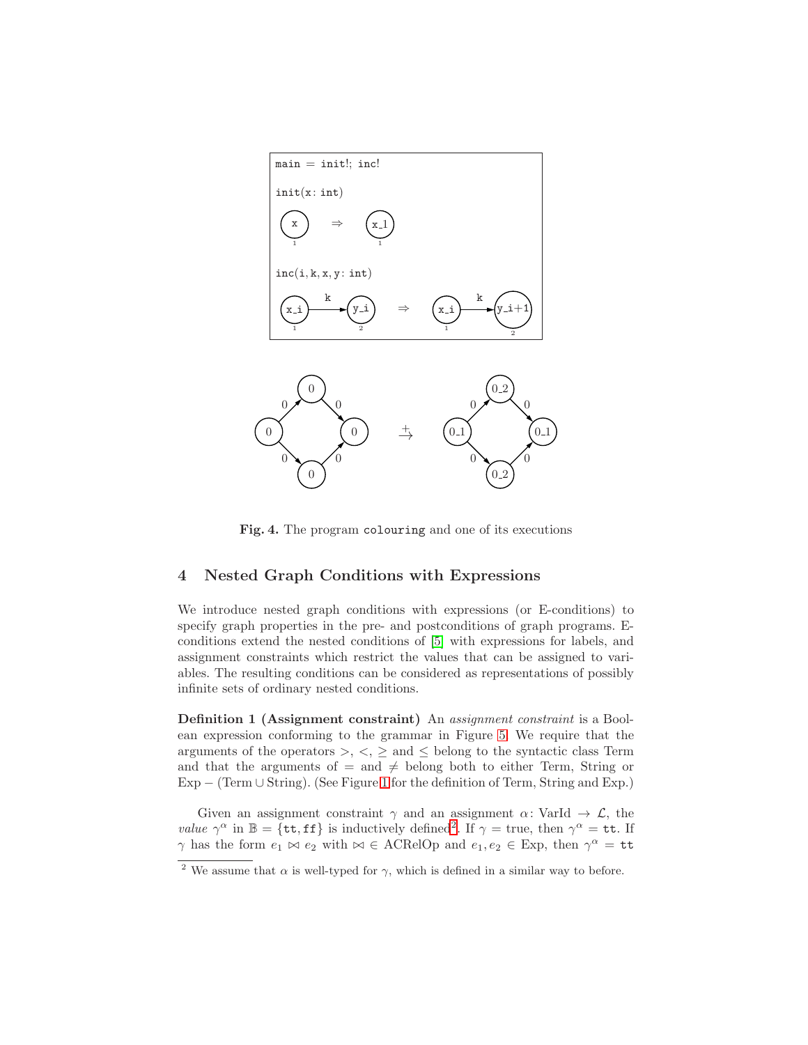```
main = init!; inc!

init(x: int)

 (x)  ⇒  (x_1)
  1        1

inc(i, k, x, y: int)

 (x_i) --k--> (y_i)  ⇒  (x_i) --k--> (y_i+1)
   1            2         1             2
```

**Fig. 4.** The program `colouring` and one of its executions

## 4 Nested Graph Conditions with Expressions

We introduce nested graph conditions with expressions (or E-conditions) to specify graph properties in the pre- and postconditions of graph programs. E-conditions extend the nested conditions of [5] with expressions for labels, and assignment constraints which restrict the values that can be assigned to variables. The resulting conditions can be considered as representations of possibly infinite sets of ordinary nested conditions.

**Definition 1 (Assignment constraint)** An *assignment constraint* is a Boolean expression conforming to the grammar in Figure 5. We require that the arguments of the operators $>$, $<$, $\geq$ and $\leq$ belong to the syntactic class Term and that the arguments of $=$ and $\neq$ belong both to either Term, String or $\mathrm{Exp} - (\mathrm{Term} \cup \mathrm{String})$. (See Figure 1 for the definition of Term, String and Exp.)

Given an assignment constraint $\gamma$ and an assignment $\alpha\colon \mathrm{VarId} \to \mathcal{L}$, the *value* $\gamma^\alpha$ in $\mathbb{B} = \{\mathtt{tt}, \mathtt{ff}\}$ is inductively defined[2]. If $\gamma = \mathrm{true}$, then $\gamma^\alpha = \mathtt{tt}$. If $\gamma$ has the form $e_1 \bowtie e_2$ with $\bowtie \in \mathrm{ACRelOp}$ and $e_1, e_2 \in \mathrm{Exp}$, then $\gamma^\alpha = \mathtt{tt}$

[2] We assume that $\alpha$ is well-typed for $\gamma$, which is defined in a similar way to before.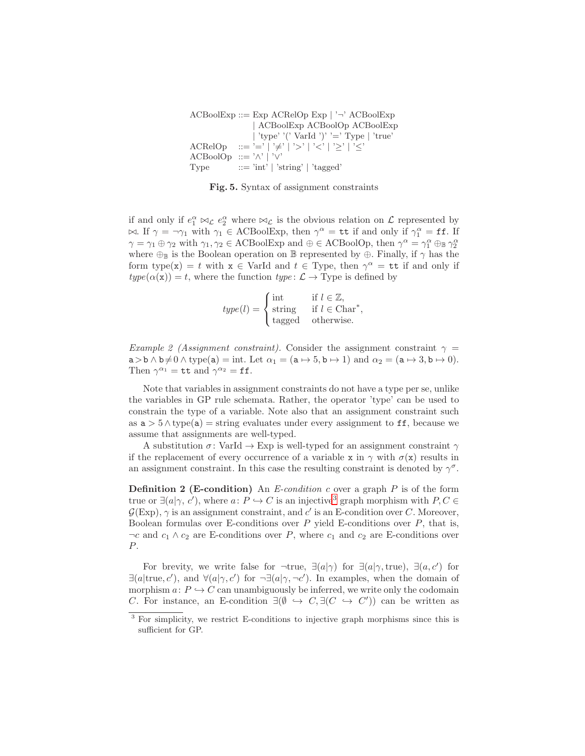```
ACBoolExp ::= Exp ACRelOp Exp | '¬' ACBoolExp
            | ACBoolExp ACBoolOp ACBoolExp
            | 'type' '(' VarId ')' '=' Type | 'true'
ACRelOp   ::= '=' | '≠' | '>' | '<' | '≥' | '≤'
ACBoolOp  ::= '∧' | '∨'
Type      ::= 'int' | 'string' | 'tagged'
```

**Fig. 5.** Syntax of assignment constraints

if and only if $e_1^\alpha \bowtie_\mathcal{L} e_2^\alpha$ where $\bowtie_\mathcal{L}$ is the obvious relation on $\mathcal{L}$ represented by $\bowtie$. If $\gamma = \neg\gamma_1$ with $\gamma_1 \in$ ACBoolExp, then $\gamma^\alpha = \mathtt{tt}$ if and only if $\gamma_1^\alpha = \mathtt{ff}$. If $\gamma = \gamma_1 \oplus \gamma_2$ with $\gamma_1, \gamma_2 \in$ ACBoolExp and $\oplus \in$ ACBoolOp, then $\gamma^\alpha = \gamma_1^\alpha \oplus_\mathbb{B} \gamma_2^\alpha$ where $\oplus_\mathbb{B}$ is the Boolean operation on $\mathbb{B}$ represented by $\oplus$. Finally, if $\gamma$ has the form $\mathrm{type}(\mathtt{x}) = t$ with $\mathtt{x} \in$ VarId and $t \in$ Type, then $\gamma^\alpha = \mathtt{tt}$ if and only if $\mathit{type}(\alpha(\mathtt{x})) = t$, where the function $\mathit{type}\colon \mathcal{L} \to \text{Type}$ is defined by

$$\mathit{type}(l) = \begin{cases} \text{int} & \text{if } l \in \mathbb{Z}, \\ \text{string} & \text{if } l \in \text{Char}^*, \\ \text{tagged} & \text{otherwise.} \end{cases}$$

*Example 2 (Assignment constraint).* Consider the assignment constraint $\gamma = \mathtt{a} > \mathtt{b} \wedge \mathtt{b} \neq 0 \wedge \mathrm{type}(\mathtt{a}) = \mathrm{int}$. Let $\alpha_1 = (\mathtt{a} \mapsto 5, \mathtt{b} \mapsto 1)$ and $\alpha_2 = (\mathtt{a} \mapsto 3, \mathtt{b} \mapsto 0)$. Then $\gamma^{\alpha_1} = \mathtt{tt}$ and $\gamma^{\alpha_2} = \mathtt{ff}$.

Note that variables in assignment constraints do not have a type per se, unlike the variables in GP rule schemata. Rather, the operator 'type' can be used to constrain the type of a variable. Note also that an assignment constraint such as $\mathtt{a} > 5 \wedge \mathrm{type}(\mathtt{a}) = \mathrm{string}$ evaluates under every assignment to $\mathtt{ff}$, because we assume that assignments are well-typed.

A substitution $\sigma\colon \text{VarId} \to \text{Exp}$ is well-typed for an assignment constraint $\gamma$ if the replacement of every occurrence of a variable $\mathtt{x}$ in $\gamma$ with $\sigma(\mathtt{x})$ results in an assignment constraint. In this case the resulting constraint is denoted by $\gamma^\sigma$.

**Definition 2 (E-condition)** An *E-condition* $c$ over a graph $P$ is of the form true or $\exists(a|\gamma, c')$, where $a\colon P \hookrightarrow C$ is an injective[3] graph morphism with $P, C \in \mathcal{G}(\text{Exp})$, $\gamma$ is an assignment constraint, and $c'$ is an E-condition over $C$. Moreover, Boolean formulas over E-conditions over $P$ yield E-conditions over $P$, that is, $\neg c$ and $c_1 \wedge c_2$ are E-conditions over $P$, where $c_1$ and $c_2$ are E-conditions over $P$.

For brevity, we write false for $\neg$true, $\exists(a|\gamma)$ for $\exists(a|\gamma, \text{true})$, $\exists(a, c')$ for $\exists(a|\text{true}, c')$, and $\forall(a|\gamma, c')$ for $\neg\exists(a|\gamma, \neg c')$. In examples, when the domain of morphism $a\colon P \hookrightarrow C$ can unambiguously be inferred, we write only the codomain $C$. For instance, an E-condition $\exists(\emptyset \hookrightarrow C, \exists(C \hookrightarrow C'))$ can be written as

[3] For simplicity, we restrict E-conditions to injective graph morphisms since this is sufficient for GP.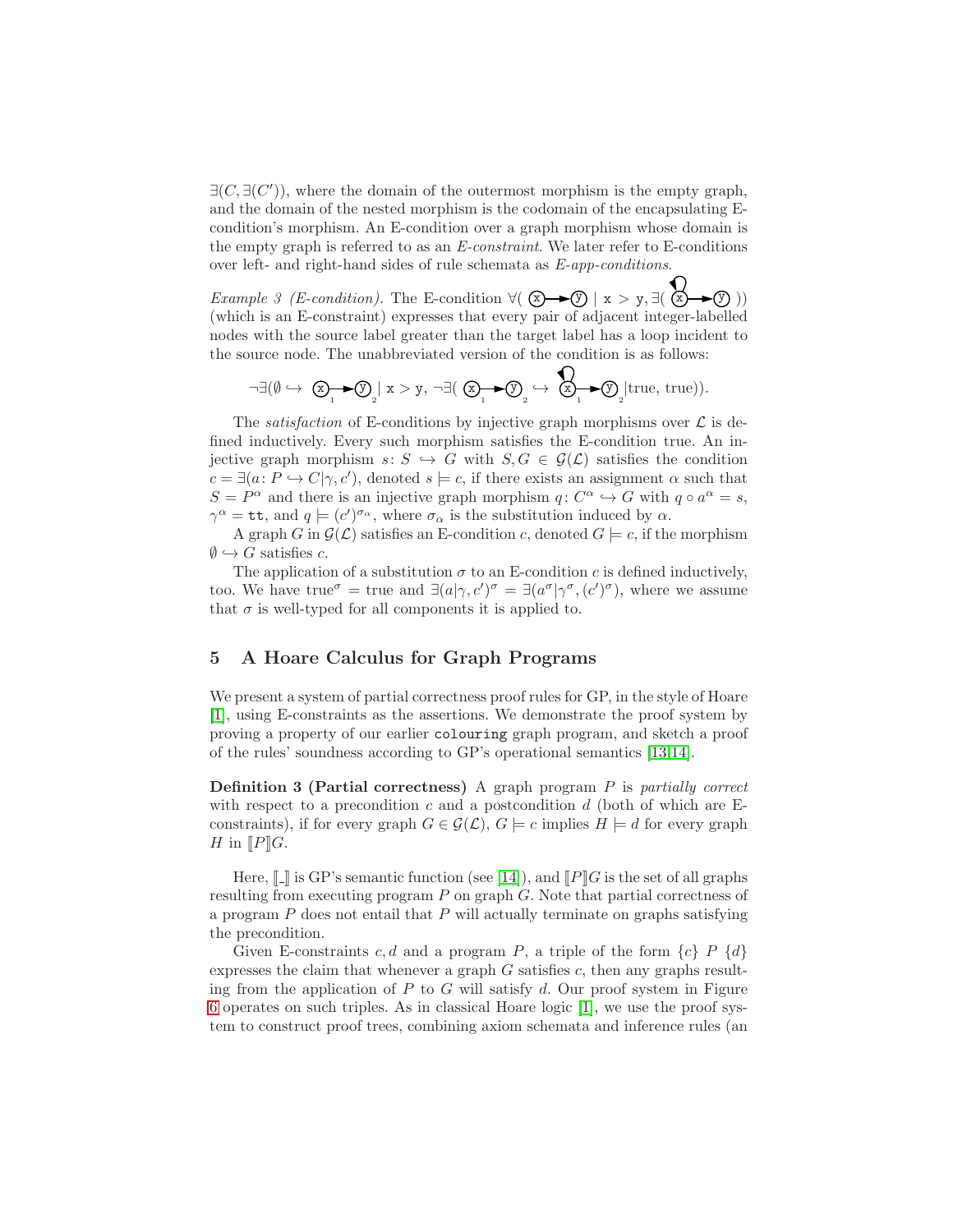$\exists(C, \exists(C'))$, where the domain of the outermost morphism is the empty graph, and the domain of the nested morphism is the codomain of the encapsulating E-condition's morphism. An E-condition over a graph morphism whose domain is the empty graph is referred to as an *E-constraint*. We later refer to E-conditions over left- and right-hand sides of rule schemata as *E-app-conditions*.

*Example 3 (E-condition).* The E-condition $\forall($ (x)→(y) $\mid$ `x > y`$, \exists($ (x)→(y) $))$ (with a loop on x) (which is an E-constraint) expresses that every pair of adjacent integer-labelled nodes with the source label greater than the target label has a loop incident to the source node. The unabbreviated version of the condition is as follows:

$$\neg\exists(\emptyset \hookrightarrow \text{(x)}_1 \to \text{(y)}_2 \mid \texttt{x > y}, \neg\exists(\text{(x)}_1 \to \text{(y)}_2 \hookrightarrow \text{(x)}_1 \to \text{(y)}_2 \text{ [loop on 1]} \mid \text{true, true})).$$

The *satisfaction* of E-conditions by injective graph morphisms over $\mathcal{L}$ is defined inductively. Every such morphism satisfies the E-condition true. An injective graph morphism $s\colon S \hookrightarrow G$ with $S, G \in \mathcal{G}(\mathcal{L})$ satisfies the condition $c = \exists(a\colon P \hookrightarrow C|\gamma, c')$, denoted $s \models c$, if there exists an assignment $\alpha$ such that $S = P^\alpha$ and there is an injective graph morphism $q\colon C^\alpha \hookrightarrow G$ with $q \circ a^\alpha = s$, $\gamma^\alpha = \texttt{tt}$, and $q \models (c')^{\sigma_\alpha}$, where $\sigma_\alpha$ is the substitution induced by $\alpha$.

A graph $G$ in $\mathcal{G}(\mathcal{L})$ satisfies an E-condition $c$, denoted $G \models c$, if the morphism $\emptyset \hookrightarrow G$ satisfies $c$.

The application of a substitution $\sigma$ to an E-condition $c$ is defined inductively, too. We have $\text{true}^\sigma = \text{true}$ and $\exists(a|\gamma, c')^\sigma = \exists(a^\sigma|\gamma^\sigma, (c')^\sigma)$, where we assume that $\sigma$ is well-typed for all components it is applied to.

## 5 A Hoare Calculus for Graph Programs

We present a system of partial correctness proof rules for GP, in the style of Hoare [1], using E-constraints as the assertions. We demonstrate the proof system by proving a property of our earlier `colouring` graph program, and sketch a proof of the rules' soundness according to GP's operational semantics [13,14].

**Definition 3 (Partial correctness)** A graph program $P$ is *partially correct* with respect to a precondition $c$ and a postcondition $d$ (both of which are E-constraints), if for every graph $G \in \mathcal{G}(\mathcal{L})$, $G \models c$ implies $H \models d$ for every graph $H$ in $[\![P]\!]G$.

Here, $[\![\_]\!]$ is GP's semantic function (see [14]), and $[\![P]\!]G$ is the set of all graphs resulting from executing program $P$ on graph $G$. Note that partial correctness of a program $P$ does not entail that $P$ will actually terminate on graphs satisfying the precondition.

Given E-constraints $c, d$ and a program $P$, a triple of the form $\{c\}\ P\ \{d\}$ expresses the claim that whenever a graph $G$ satisfies $c$, then any graphs resulting from the application of $P$ to $G$ will satisfy $d$. Our proof system in Figure 6 operates on such triples. As in classical Hoare logic [1], we use the proof system to construct proof trees, combining axiom schemata and inference rules (an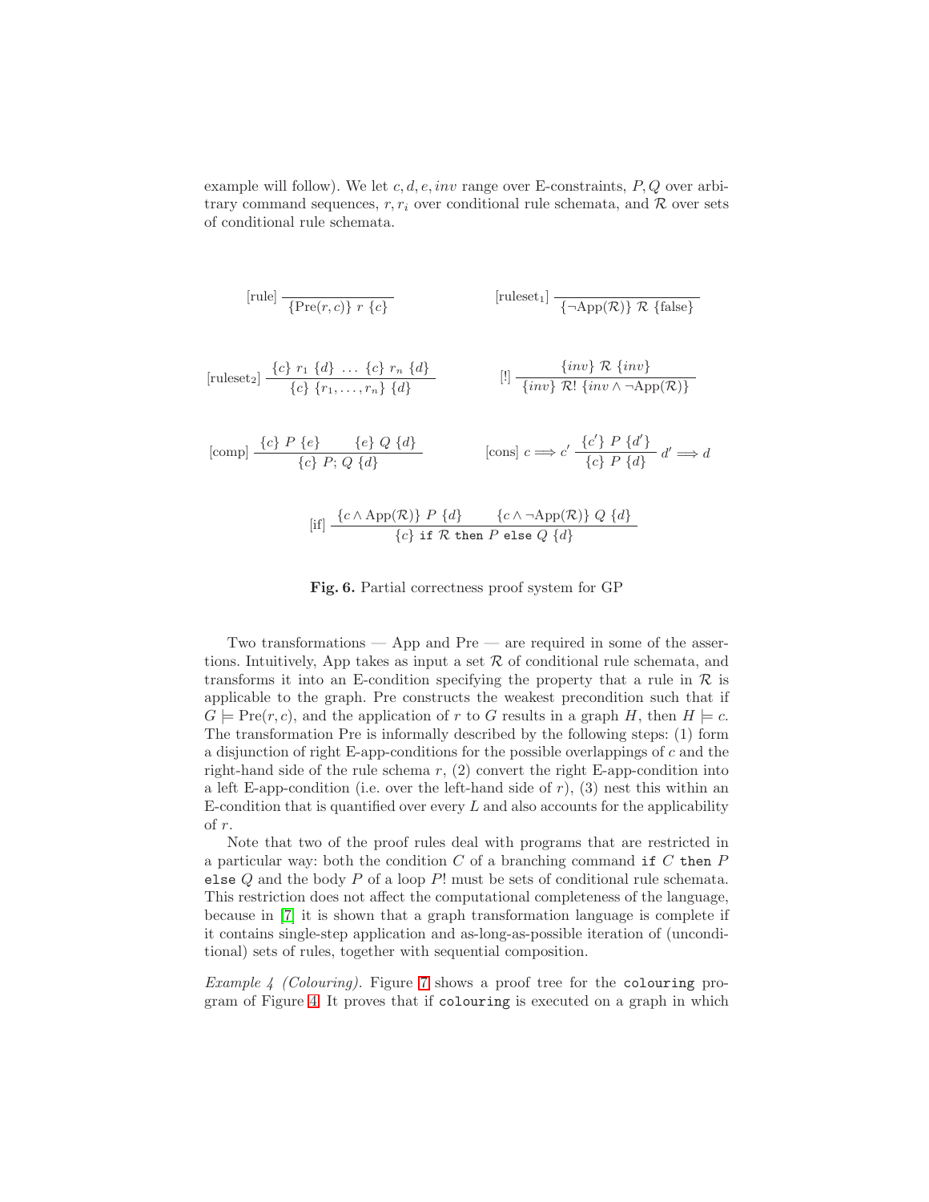example will follow). We let $c, d, e, inv$ range over E-constraints, $P, Q$ over arbitrary command sequences, $r, r_i$ over conditional rule schemata, and $\mathcal{R}$ over sets of conditional rule schemata.

$$\text{[rule]}\ \frac{}{\{\mathrm{Pre}(r,c)\}\ r\ \{c\}} \qquad \text{[ruleset}_1\text{]}\ \frac{}{\{\neg\mathrm{App}(\mathcal{R})\}\ \mathcal{R}\ \{\mathrm{false}\}}$$

$$\text{[ruleset}_2\text{]}\ \frac{\{c\}\ r_1\ \{d\}\ \ldots\ \{c\}\ r_n\ \{d\}}{\{c\}\ \{r_1,\ldots,r_n\}\ \{d\}} \qquad \text{[!]}\ \frac{\{inv\}\ \mathcal{R}\ \{inv\}}{\{inv\}\ \mathcal{R}!\ \{inv \wedge \neg\mathrm{App}(\mathcal{R})\}}$$

$$\text{[comp]}\ \frac{\{c\}\ P\ \{e\} \qquad \{e\}\ Q\ \{d\}}{\{c\}\ P;\ Q\ \{d\}} \qquad \text{[cons]}\ c \Longrightarrow c'\ \frac{\{c'\}\ P\ \{d'\}}{\{c\}\ P\ \{d\}}\ d' \Longrightarrow d$$

$$\text{[if]}\ \frac{\{c \wedge \mathrm{App}(\mathcal{R})\}\ P\ \{d\} \qquad \{c \wedge \neg\mathrm{App}(\mathcal{R})\}\ Q\ \{d\}}{\{c\}\ \texttt{if}\ \mathcal{R}\ \texttt{then}\ P\ \texttt{else}\ Q\ \{d\}}$$

**Fig. 6.** Partial correctness proof system for GP

Two transformations — App and Pre — are required in some of the assertions. Intuitively, App takes as input a set $\mathcal{R}$ of conditional rule schemata, and transforms it into an E-condition specifying the property that a rule in $\mathcal{R}$ is applicable to the graph. Pre constructs the weakest precondition such that if $G \models \mathrm{Pre}(r, c)$, and the application of $r$ to $G$ results in a graph $H$, then $H \models c$. The transformation Pre is informally described by the following steps: (1) form a disjunction of right E-app-conditions for the possible overlappings of $c$ and the right-hand side of the rule schema $r$, (2) convert the right E-app-condition into a left E-app-condition (i.e. over the left-hand side of $r$), (3) nest this within an E-condition that is quantified over every $L$ and also accounts for the applicability of $r$.

Note that two of the proof rules deal with programs that are restricted in a particular way: both the condition $C$ of a branching command `if` $C$ `then` $P$ `else` $Q$ and the body $P$ of a loop $P!$ must be sets of conditional rule schemata. This restriction does not affect the computational completeness of the language, because in [7] it is shown that a graph transformation language is complete if it contains single-step application and as-long-as-possible iteration of (unconditional) sets of rules, together with sequential composition.

*Example 4 (Colouring).* Figure 7 shows a proof tree for the `colouring` program of Figure 4. It proves that if `colouring` is executed on a graph in which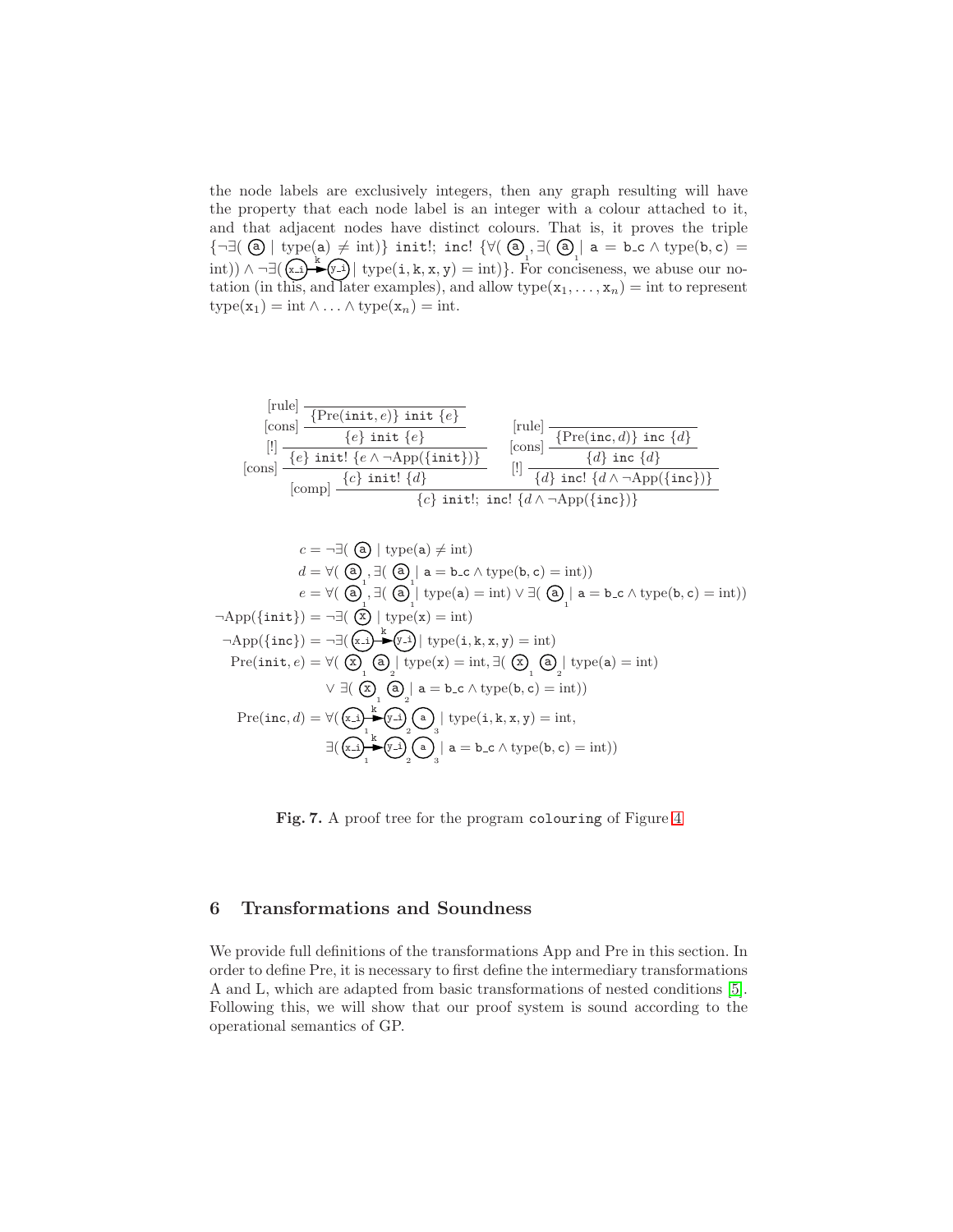the node labels are exclusively integers, then any graph resulting will have the property that each node label is an integer with a colour attached to it, and that adjacent nodes have distinct colours. That is, it proves the triple $\{\neg\exists(\text{ⓐ} \mid \mathrm{type}(\mathtt{a}) \neq \mathrm{int})\}$ `init!; inc!` $\{\forall(\text{ⓐ}_1, \exists(\text{ⓐ}_1 \mid \mathtt{a} = \mathtt{b\_c} \wedge \mathrm{type}(\mathtt{b},\mathtt{c}) = \mathrm{int})) \wedge \neg\exists(\text{(x\_i)} \xrightarrow{k} \text{(y\_i)} \mid \mathrm{type}(\mathtt{i},\mathtt{k},\mathtt{x},\mathtt{y}) = \mathrm{int})\}$. For conciseness, we abuse our notation (in this, and later examples), and allow $\mathrm{type}(\mathtt{x}_1, \ldots, \mathtt{x}_n) = \mathrm{int}$ to represent $\mathrm{type}(\mathtt{x}_1) = \mathrm{int} \wedge \ldots \wedge \mathrm{type}(\mathtt{x}_n) = \mathrm{int}$.

$$
\dfrac{
\dfrac{
\dfrac{
\dfrac{}{\{\mathrm{Pre}(\mathtt{init}, e)\}\ \mathtt{init}\ \{e\}}\,[\text{rule}]
}{\{e\}\ \mathtt{init}\ \{e\}}\,[\text{cons}]
}{
\dfrac{\{e\}\ \mathtt{init!}\ \{e \wedge \neg\mathrm{App}(\{\mathtt{init}\})\}}{\{c\}\ \mathtt{init!}\ \{d\}}\,[\text{cons}]
}\,[!]
\qquad
\dfrac{
\dfrac{
\dfrac{}{\{\mathrm{Pre}(\mathtt{inc}, d)\}\ \mathtt{inc}\ \{d\}}\,[\text{rule}]
}{\{d\}\ \mathtt{inc}\ \{d\}}\,[\text{cons}]
}{\{d\}\ \mathtt{inc!}\ \{d \wedge \neg\mathrm{App}(\{\mathtt{inc}\})\}}\,[!]
}{\{c\}\ \mathtt{init!};\ \mathtt{inc!}\ \{d \wedge \neg\mathrm{App}(\{\mathtt{inc}\})\}}\,[\text{comp}]
$$

$$
\begin{aligned}
c &= \neg\exists(\text{ⓐ} \mid \mathrm{type}(\mathtt{a}) \neq \mathrm{int})\\
d &= \forall(\text{ⓐ}_1, \exists(\text{ⓐ}_1 \mid \mathtt{a} = \mathtt{b\_c} \wedge \mathrm{type}(\mathtt{b},\mathtt{c}) = \mathrm{int}))\\
e &= \forall(\text{ⓐ}_1, \exists(\text{ⓐ}_1 \mid \mathrm{type}(\mathtt{a}) = \mathrm{int}) \vee \exists(\text{ⓐ}_1 \mid \mathtt{a} = \mathtt{b\_c} \wedge \mathrm{type}(\mathtt{b},\mathtt{c}) = \mathrm{int}))\\
\neg\mathrm{App}(\{\mathtt{init}\}) &= \neg\exists(\text{ⓧ} \mid \mathrm{type}(\mathtt{x}) = \mathrm{int})\\
\neg\mathrm{App}(\{\mathtt{inc}\}) &= \neg\exists(\text{(x\_i)} \xrightarrow{k} \text{(y\_i)} \mid \mathrm{type}(\mathtt{i},\mathtt{k},\mathtt{x},\mathtt{y}) = \mathrm{int})\\
\mathrm{Pre}(\mathtt{init}, e) &= \forall(\text{ⓧ}_1\ \text{ⓐ}_2 \mid \mathrm{type}(\mathtt{x}) = \mathrm{int}, \exists(\text{ⓧ}_1\ \text{ⓐ}_2 \mid \mathrm{type}(\mathtt{a}) = \mathrm{int})\\
&\qquad \vee \exists(\text{ⓧ}_1\ \text{ⓐ}_2 \mid \mathtt{a} = \mathtt{b\_c} \wedge \mathrm{type}(\mathtt{b},\mathtt{c}) = \mathrm{int}))\\
\mathrm{Pre}(\mathtt{inc}, d) &= \forall(\text{(x\_i)}_1 \xrightarrow{k} \text{(y\_i)}_2\ \text{ⓐ}_3 \mid \mathrm{type}(\mathtt{i},\mathtt{k},\mathtt{x},\mathtt{y}) = \mathrm{int},\\
&\qquad \exists(\text{(x\_i)}_1 \xrightarrow{k} \text{(y\_i)}_2\ \text{ⓐ}_3 \mid \mathtt{a} = \mathtt{b\_c} \wedge \mathrm{type}(\mathtt{b},\mathtt{c}) = \mathrm{int}))
\end{aligned}
$$

**Fig. 7.** A proof tree for the program `colouring` of Figure 4

## 6 Transformations and Soundness

We provide full definitions of the transformations App and Pre in this section. In order to define Pre, it is necessary to first define the intermediary transformations A and L, which are adapted from basic transformations of nested conditions [5]. Following this, we will show that our proof system is sound according to the operational semantics of GP.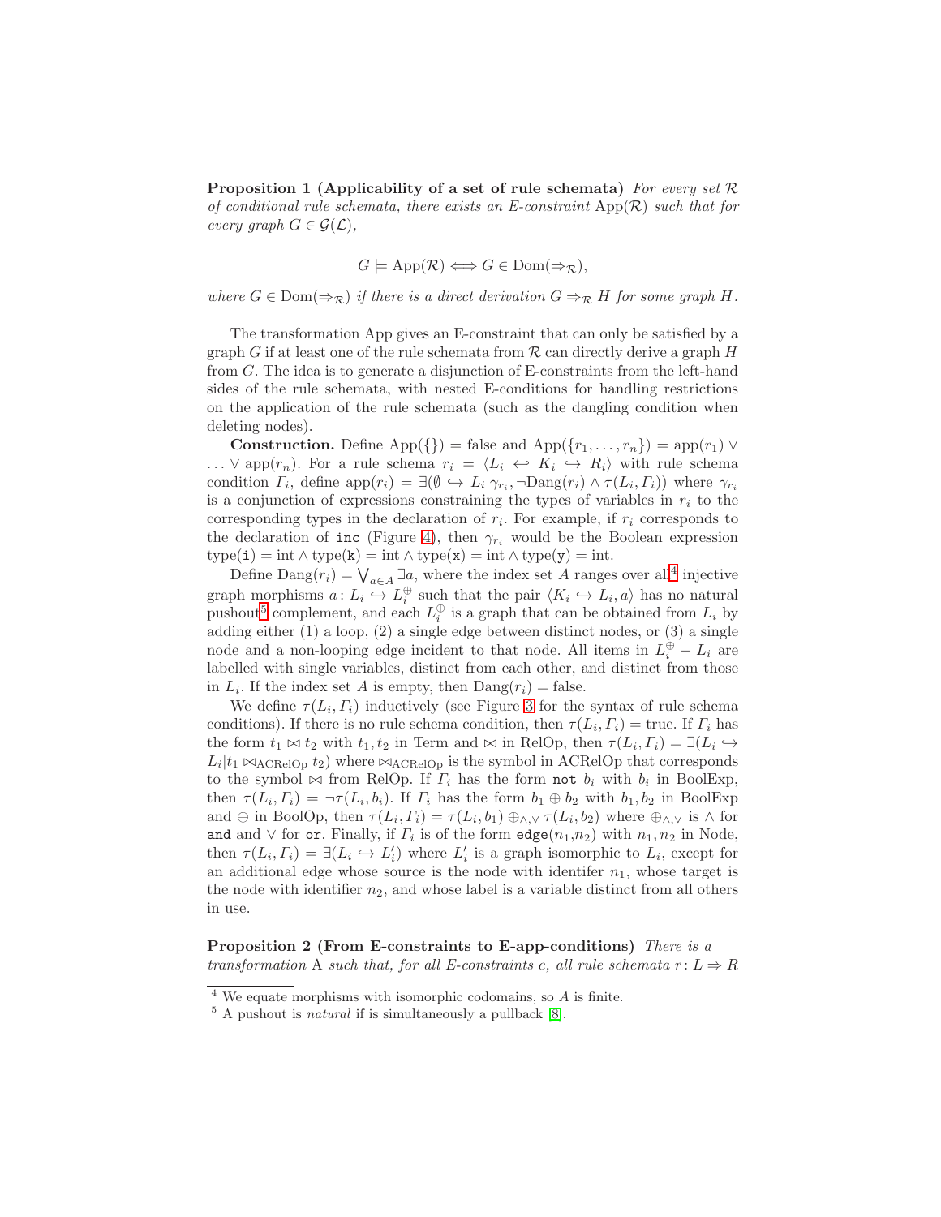**Proposition 1 (Applicability of a set of rule schemata)** *For every set $\mathcal{R}$ of conditional rule schemata, there exists an E-constraint* $\mathrm{App}(\mathcal{R})$ *such that for every graph $G \in \mathcal{G}(\mathcal{L})$,*

$$G \models \mathrm{App}(\mathcal{R}) \Longleftrightarrow G \in \mathrm{Dom}(\Rightarrow_{\mathcal{R}}),$$

*where $G \in \mathrm{Dom}(\Rightarrow_{\mathcal{R}})$ if there is a direct derivation $G \Rightarrow_{\mathcal{R}} H$ for some graph $H$.*

The transformation App gives an E-constraint that can only be satisfied by a graph $G$ if at least one of the rule schemata from $\mathcal{R}$ can directly derive a graph $H$ from $G$. The idea is to generate a disjunction of E-constraints from the left-hand sides of the rule schemata, with nested E-conditions for handling restrictions on the application of the rule schemata (such as the dangling condition when deleting nodes).

**Construction.** Define $\mathrm{App}(\{\}) = \mathrm{false}$ and $\mathrm{App}(\{r_1, \ldots, r_n\}) = \mathrm{app}(r_1) \vee \ldots \vee \mathrm{app}(r_n)$. For a rule schema $r_i = \langle L_i \hookleftarrow K_i \hookrightarrow R_i \rangle$ with rule schema condition $\Gamma_i$, define $\mathrm{app}(r_i) = \exists(\emptyset \hookrightarrow L_i | \gamma_{r_i}, \neg\mathrm{Dang}(r_i) \wedge \tau(L_i, \Gamma_i))$ where $\gamma_{r_i}$ is a conjunction of expressions constraining the types of variables in $r_i$ to the corresponding types in the declaration of $r_i$. For example, if $r_i$ corresponds to the declaration of `inc` (Figure 4), then $\gamma_{r_i}$ would be the Boolean expression $\mathrm{type}(\mathtt{i}) = \mathrm{int} \wedge \mathrm{type}(\mathtt{k}) = \mathrm{int} \wedge \mathrm{type}(\mathtt{x}) = \mathrm{int} \wedge \mathrm{type}(\mathtt{y}) = \mathrm{int}$.

Define $\mathrm{Dang}(r_i) = \bigvee_{a \in A} \exists a$, where the index set $A$ ranges over all[4] injective graph morphisms $a \colon L_i \hookrightarrow L_i^{\oplus}$ such that the pair $\langle K_i \hookrightarrow L_i, a \rangle$ has no natural pushout[5] complement, and each $L_i^{\oplus}$ is a graph that can be obtained from $L_i$ by adding either (1) a loop, (2) a single edge between distinct nodes, or (3) a single node and a non-looping edge incident to that node. All items in $L_i^{\oplus} - L_i$ are labelled with single variables, distinct from each other, and distinct from those in $L_i$. If the index set $A$ is empty, then $\mathrm{Dang}(r_i) = \mathrm{false}$.

We define $\tau(L_i, \Gamma_i)$ inductively (see Figure 3 for the syntax of rule schema conditions). If there is no rule schema condition, then $\tau(L_i, \Gamma_i) = \mathrm{true}$. If $\Gamma_i$ has the form $t_1 \bowtie t_2$ with $t_1, t_2$ in Term and $\bowtie$ in RelOp, then $\tau(L_i, \Gamma_i) = \exists(L_i \hookrightarrow L_i | t_1 \bowtie_{\mathrm{ACRelOp}} t_2)$ where $\bowtie_{\mathrm{ACRelOp}}$ is the symbol in ACRelOp that corresponds to the symbol $\bowtie$ from RelOp. If $\Gamma_i$ has the form `not` $b_i$ with $b_i$ in BoolExp, then $\tau(L_i, \Gamma_i) = \neg\tau(L_i, b_i)$. If $\Gamma_i$ has the form $b_1 \oplus b_2$ with $b_1, b_2$ in BoolExp and $\oplus$ in BoolOp, then $\tau(L_i, \Gamma_i) = \tau(L_i, b_1) \oplus_{\wedge,\vee} \tau(L_i, b_2)$ where $\oplus_{\wedge,\vee}$ is $\wedge$ for `and` and $\vee$ for `or`. Finally, if $\Gamma_i$ is of the form `edge(`$n_1$`,`$n_2$`)` with $n_1, n_2$ in Node, then $\tau(L_i, \Gamma_i) = \exists(L_i \hookrightarrow L_i')$ where $L_i'$ is a graph isomorphic to $L_i$, except for an additional edge whose source is the node with identifer $n_1$, whose target is the node with identifier $n_2$, and whose label is a variable distinct from all others in use.

**Proposition 2 (From E-constraints to E-app-conditions)** *There is a transformation* A *such that, for all E-constraints $c$, all rule schemata $r \colon L \Rightarrow R$*

[4] We equate morphisms with isomorphic codomains, so $A$ is finite.

[5] A pushout is *natural* if is simultaneously a pullback [8].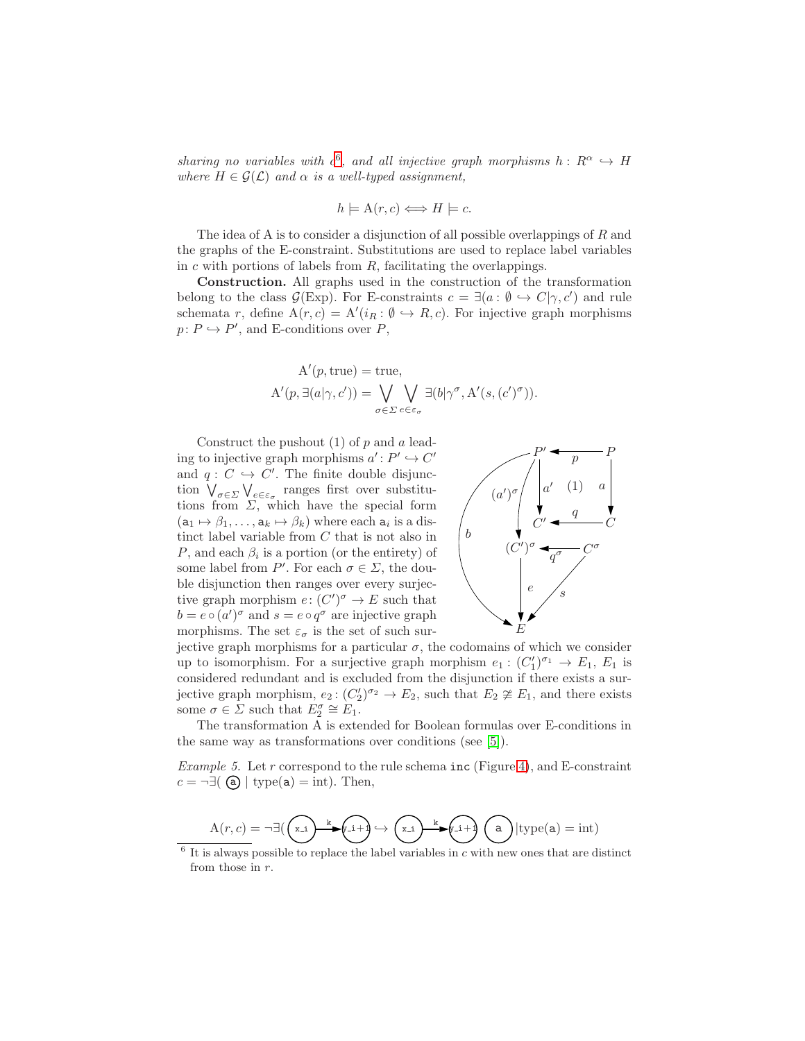*sharing no variables with c*[6]*, and all injective graph morphisms $h: R^\alpha \hookrightarrow H$ where $H \in \mathcal{G}(\mathcal{L})$ and $\alpha$ is a well-typed assignment,*

$$h \models \mathrm{A}(r,c) \Longleftrightarrow H \models c.$$

The idea of A is to consider a disjunction of all possible overlappings of $R$ and the graphs of the E-constraint. Substitutions are used to replace label variables in $c$ with portions of labels from $R$, facilitating the overlappings.

**Construction.** All graphs used in the construction of the transformation belong to the class $\mathcal{G}(\mathrm{Exp})$. For E-constraints $c = \exists(a: \emptyset \hookrightarrow C|\gamma, c')$ and rule schemata $r$, define $\mathrm{A}(r,c) = \mathrm{A}'(i_R: \emptyset \hookrightarrow R, c)$. For injective graph morphisms $p: P \hookrightarrow P'$, and E-conditions over $P$,

$$\mathrm{A}'(p, \mathrm{true}) = \mathrm{true},$$
$$\mathrm{A}'(p, \exists(a|\gamma, c')) = \bigvee_{\sigma \in \Sigma} \bigvee_{e \in \varepsilon_\sigma} \exists(b|\gamma^\sigma, \mathrm{A}'(s, (c')^\sigma)).$$

Construct the pushout (1) of $p$ and $a$ leading to injective graph morphisms $a': P' \hookrightarrow C'$ and $q: C \hookrightarrow C'$. The finite double disjunction $\bigvee_{\sigma \in \Sigma} \bigvee_{e \in \varepsilon_\sigma}$ ranges first over substitutions from $\Sigma$, which have the special form $(\mathtt{a}_1 \mapsto \beta_1, \ldots, \mathtt{a}_k \mapsto \beta_k)$ where each $\mathtt{a}_i$ is a distinct label variable from $C$ that is not also in $P$, and each $\beta_i$ is a portion (or the entirety) of some label from $P'$. For each $\sigma \in \Sigma$, the double disjunction then ranges over every surjective graph morphism $e: (C')^\sigma \to E$ such that $b = e \circ (a')^\sigma$ and $s = e \circ q^\sigma$ are injective graph morphisms. The set $\varepsilon_\sigma$ is the set of such surjective graph morphisms for a particular $\sigma$, the codomains of which we consider up to isomorphism. For a surjective graph morphism $e_1: (C'_1)^{\sigma_1} \to E_1$, $E_1$ is considered redundant and is excluded from the disjunction if there exists a surjective graph morphism, $e_2: (C'_2)^{\sigma_2} \to E_2$, such that $E_2 \ncong E_1$, and there exists some $\sigma \in \Sigma$ such that $E_2^\sigma \cong E_1$.

The transformation A is extended for Boolean formulas over E-conditions in the same way as transformations over conditions (see [5]).

*Example 5.* Let $r$ correspond to the rule schema `inc` (Figure 4), and E-constraint $c = \neg\exists($ (a) $|\ \mathrm{type}(\mathtt{a}) = \mathrm{int})$. Then,

$$\mathrm{A}(r,c) = \neg\exists(\ (\mathtt{x\_i}) \xrightarrow{\mathtt{k}} (\mathtt{y\_i+1}) \hookrightarrow (\mathtt{x\_i}) \xrightarrow{\mathtt{k}} (\mathtt{y\_i+1})\ (\mathtt{a})\ |\mathrm{type}(\mathtt{a}) = \mathrm{int})$$

[6] It is always possible to replace the label variables in $c$ with new ones that are distinct from those in $r$.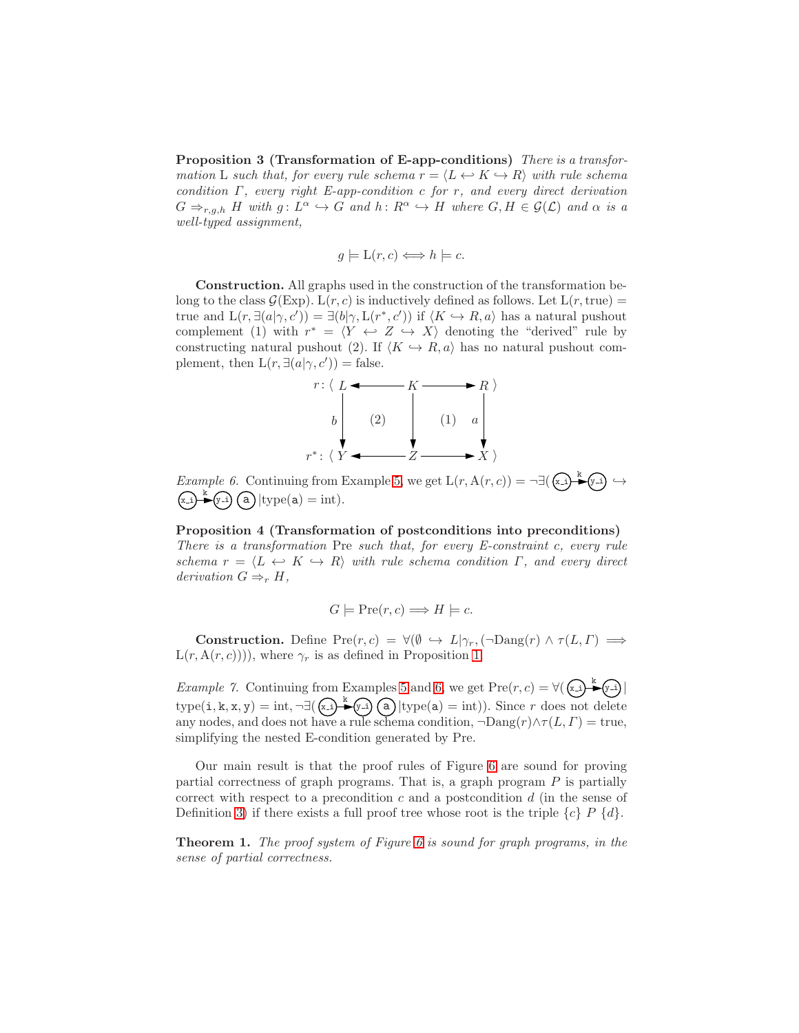**Proposition 3 (Transformation of E-app-conditions)** *There is a transformation* L *such that, for every rule schema $r = \langle L \hookleftarrow K \hookrightarrow R\rangle$ with rule schema condition $\Gamma$, every right E-app-condition $c$ for $r$, and every direct derivation $G \Rightarrow_{r,g,h} H$ with $g\colon L^\alpha \hookrightarrow G$ and $h\colon R^\alpha \hookrightarrow H$ where $G, H \in \mathcal{G}(\mathcal{L})$ and $\alpha$ is a well-typed assignment,*

$$g \models \mathrm{L}(r, c) \Longleftrightarrow h \models c.$$

**Construction.** All graphs used in the construction of the transformation belong to the class $\mathcal{G}(\mathrm{Exp})$. $\mathrm{L}(r, c)$ is inductively defined as follows. Let $\mathrm{L}(r, \mathrm{true}) = \mathrm{true}$ and $\mathrm{L}(r, \exists(a|\gamma, c')) = \exists(b|\gamma, \mathrm{L}(r^*, c'))$ if $\langle K \hookrightarrow R, a\rangle$ has a natural pushout complement (1) with $r^* = \langle Y \hookleftarrow Z \hookrightarrow X\rangle$ denoting the "derived" rule by constructing natural pushout (2). If $\langle K \hookrightarrow R, a\rangle$ has no natural pushout complement, then $\mathrm{L}(r, \exists(a|\gamma, c')) = \mathrm{false}$.

$$
\begin{array}{ccccc}
r\colon \langle\ L & \longleftarrow & K & \longrightarrow & R\ \rangle \\
\downarrow b & (2) & \downarrow & (1) & \downarrow a \\
r^*\colon \langle\ Y & \longleftarrow & Z & \longrightarrow & X\ \rangle
\end{array}
$$

*Example 6.* Continuing from Example 5, we get $\mathrm{L}(r, \mathrm{A}(r, c)) = \neg\exists($ (x_i) $\xrightarrow{k}$ (y_i) $\hookrightarrow$ (x_i) $\xrightarrow{k}$ (y_i) (a) $|\mathrm{type}(\mathtt{a}) = \mathrm{int})$.

**Proposition 4 (Transformation of postconditions into preconditions)** *There is a transformation* Pre *such that, for every E-constraint $c$, every rule schema $r = \langle L \hookleftarrow K \hookrightarrow R\rangle$ with rule schema condition $\Gamma$, and every direct derivation $G \Rightarrow_r H$,*

$$G \models \mathrm{Pre}(r, c) \Longrightarrow H \models c.$$

**Construction.** Define $\mathrm{Pre}(r, c) = \forall(\emptyset \hookrightarrow L|\gamma_r, (\neg\mathrm{Dang}(r) \wedge \tau(L, \Gamma) \Longrightarrow \mathrm{L}(r, \mathrm{A}(r, c))))$, where $\gamma_r$ is as defined in Proposition 1.

*Example 7.* Continuing from Examples 5 and 6, we get $\mathrm{Pre}(r, c) = \forall($ (x_i) $\xrightarrow{k}$ (y_i) $|$ $\mathrm{type}(\mathtt{i}, \mathtt{k}, \mathtt{x}, \mathtt{y}) = \mathrm{int}, \neg\exists($ (x_i) $\xrightarrow{k}$ (y_i) (a) $|\mathrm{type}(\mathtt{a}) = \mathrm{int}))$. Since $r$ does not delete any nodes, and does not have a rule schema condition, $\neg\mathrm{Dang}(r) \wedge \tau(L, \Gamma) = \mathrm{true}$, simplifying the nested E-condition generated by Pre.

Our main result is that the proof rules of Figure 6 are sound for proving partial correctness of graph programs. That is, a graph program $P$ is partially correct with respect to a precondition $c$ and a postcondition $d$ (in the sense of Definition 3) if there exists a full proof tree whose root is the triple $\{c\}\ P\ \{d\}$.

**Theorem 1.** *The proof system of Figure 6 is sound for graph programs, in the sense of partial correctness.*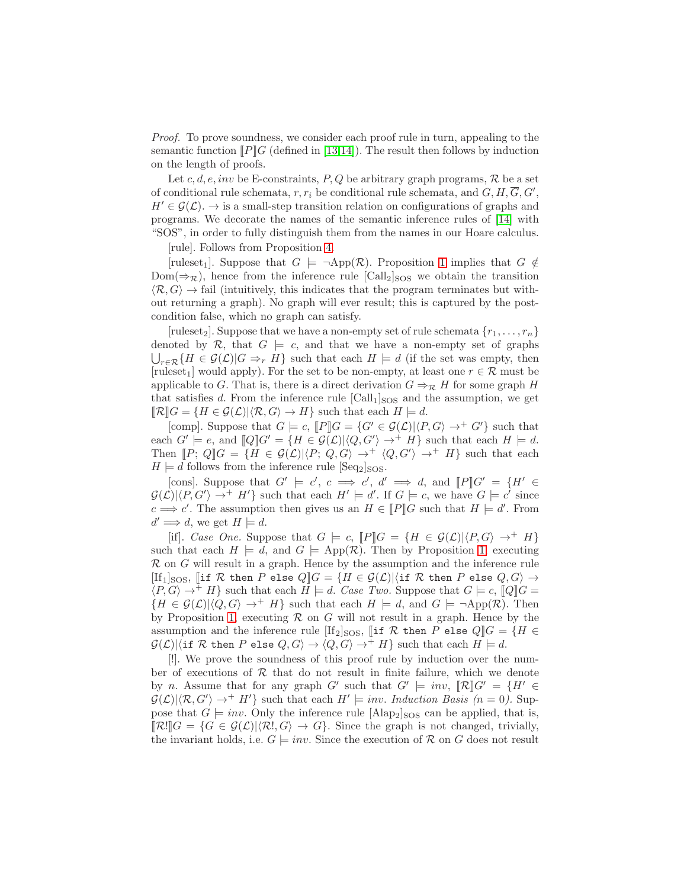*Proof.* To prove soundness, we consider each proof rule in turn, appealing to the semantic function $[\![P]\!]G$ (defined in [13,14]). The result then follows by induction on the length of proofs.

Let $c, d, e, inv$ be E-constraints, $P, Q$ be arbitrary graph programs, $\mathcal{R}$ be a set of conditional rule schemata, $r, r_i$ be conditional rule schemata, and $G, H, \overline{G}, G'$, $H' \in \mathcal{G}(\mathcal{L})$. $\to$ is a small-step transition relation on configurations of graphs and programs. We decorate the names of the semantic inference rules of [14] with "SOS", in order to fully distinguish them from the names in our Hoare calculus.

[rule]. Follows from Proposition 4.

[ruleset$_1$]. Suppose that $G \models \neg\mathrm{App}(\mathcal{R})$. Proposition 1 implies that $G \notin \mathrm{Dom}(\Rightarrow_\mathcal{R})$, hence from the inference rule $[\mathrm{Call}_2]_\mathrm{SOS}$ we obtain the transition $\langle \mathcal{R}, G\rangle \to \mathrm{fail}$ (intuitively, this indicates that the program terminates but without returning a graph). No graph will ever result; this is captured by the postcondition false, which no graph can satisfy.

[ruleset$_2$]. Suppose that we have a non-empty set of rule schemata $\{r_1, \ldots, r_n\}$ denoted by $\mathcal{R}$, that $G \models c$, and that we have a non-empty set of graphs $\bigcup_{r \in \mathcal{R}} \{H \in \mathcal{G}(\mathcal{L}) | G \Rightarrow_r H\}$ such that each $H \models d$ (if the set was empty, then [ruleset$_1$] would apply). For the set to be non-empty, at least one $r \in \mathcal{R}$ must be applicable to $G$. That is, there is a direct derivation $G \Rightarrow_\mathcal{R} H$ for some graph $H$ that satisfies $d$. From the inference rule $[\mathrm{Call}_1]_\mathrm{SOS}$ and the assumption, we get $[\![\mathcal{R}]\!]G = \{H \in \mathcal{G}(\mathcal{L}) | \langle \mathcal{R}, G\rangle \to H\}$ such that each $H \models d$.

[comp]. Suppose that $G \models c$, $[\![P]\!]G = \{G' \in \mathcal{G}(\mathcal{L}) | \langle P, G\rangle \to^+ G'\}$ such that each $G' \models e$, and $[\![Q]\!]G' = \{H \in \mathcal{G}(\mathcal{L}) | \langle Q, G'\rangle \to^+ H\}$ such that each $H \models d$. Then $[\![P;\, Q]\!]G = \{H \in \mathcal{G}(\mathcal{L}) | \langle P;\, Q, G\rangle \to^+ \langle Q, G'\rangle \to^+ H\}$ such that each $H \models d$ follows from the inference rule $[\mathrm{Seq}_2]_\mathrm{SOS}$.

[cons]. Suppose that $G' \models c'$, $c \implies c'$, $d' \implies d$, and $[\![P]\!]G' = \{H' \in \mathcal{G}(\mathcal{L}) | \langle P, G'\rangle \to^+ H'\}$ such that each $H' \models d'$. If $G \models c$, we have $G \models c'$ since $c \implies c'$. The assumption then gives us an $H \in [\![P]\!]G$ such that $H \models d'$. From $d' \implies d$, we get $H \models d$.

[if]. *Case One.* Suppose that $G \models c$, $[\![P]\!]G = \{H \in \mathcal{G}(\mathcal{L}) | \langle P, G\rangle \to^+ H\}$ such that each $H \models d$, and $G \models \mathrm{App}(\mathcal{R})$. Then by Proposition 1, executing $\mathcal{R}$ on $G$ will result in a graph. Hence by the assumption and the inference rule $[\mathrm{If}_1]_\mathrm{SOS}$, $[\![\texttt{if } \mathcal{R} \texttt{ then } P \texttt{ else } Q]\!]G = \{H \in \mathcal{G}(\mathcal{L}) | \langle \texttt{if } \mathcal{R} \texttt{ then } P \texttt{ else } Q, G\rangle \to \langle P, G\rangle \to^+ H\}$ such that each $H \models d$. *Case Two.* Suppose that $G \models c$, $[\![Q]\!]G = \{H \in \mathcal{G}(\mathcal{L}) | \langle Q, G\rangle \to^+ H\}$ such that each $H \models d$, and $G \models \neg\mathrm{App}(\mathcal{R})$. Then by Proposition 1, executing $\mathcal{R}$ on $G$ will not result in a graph. Hence by the assumption and the inference rule $[\mathrm{If}_2]_\mathrm{SOS}$, $[\![\texttt{if } \mathcal{R} \texttt{ then } P \texttt{ else } Q]\!]G = \{H \in \mathcal{G}(\mathcal{L}) | \langle \texttt{if } \mathcal{R} \texttt{ then } P \texttt{ else } Q, G\rangle \to \langle Q, G\rangle \to^+ H\}$ such that each $H \models d$.

[!]. We prove the soundness of this proof rule by induction over the number of executions of $\mathcal{R}$ that do not result in finite failure, which we denote by $n$. Assume that for any graph $G'$ such that $G' \models inv$, $[\![\mathcal{R}]\!]G' = \{H' \in \mathcal{G}(\mathcal{L}) | \langle \mathcal{R}, G'\rangle \to^+ H'\}$ such that each $H' \models inv$. *Induction Basis (n = 0).* Suppose that $G \models inv$. Only the inference rule $[\mathrm{Alap}_2]_\mathrm{SOS}$ can be applied, that is, $[\![\mathcal{R}!]\!]G = \{G \in \mathcal{G}(\mathcal{L}) | \langle \mathcal{R}!, G\rangle \to G\}$. Since the graph is not changed, trivially, the invariant holds, i.e. $G \models inv$. Since the execution of $\mathcal{R}$ on $G$ does not result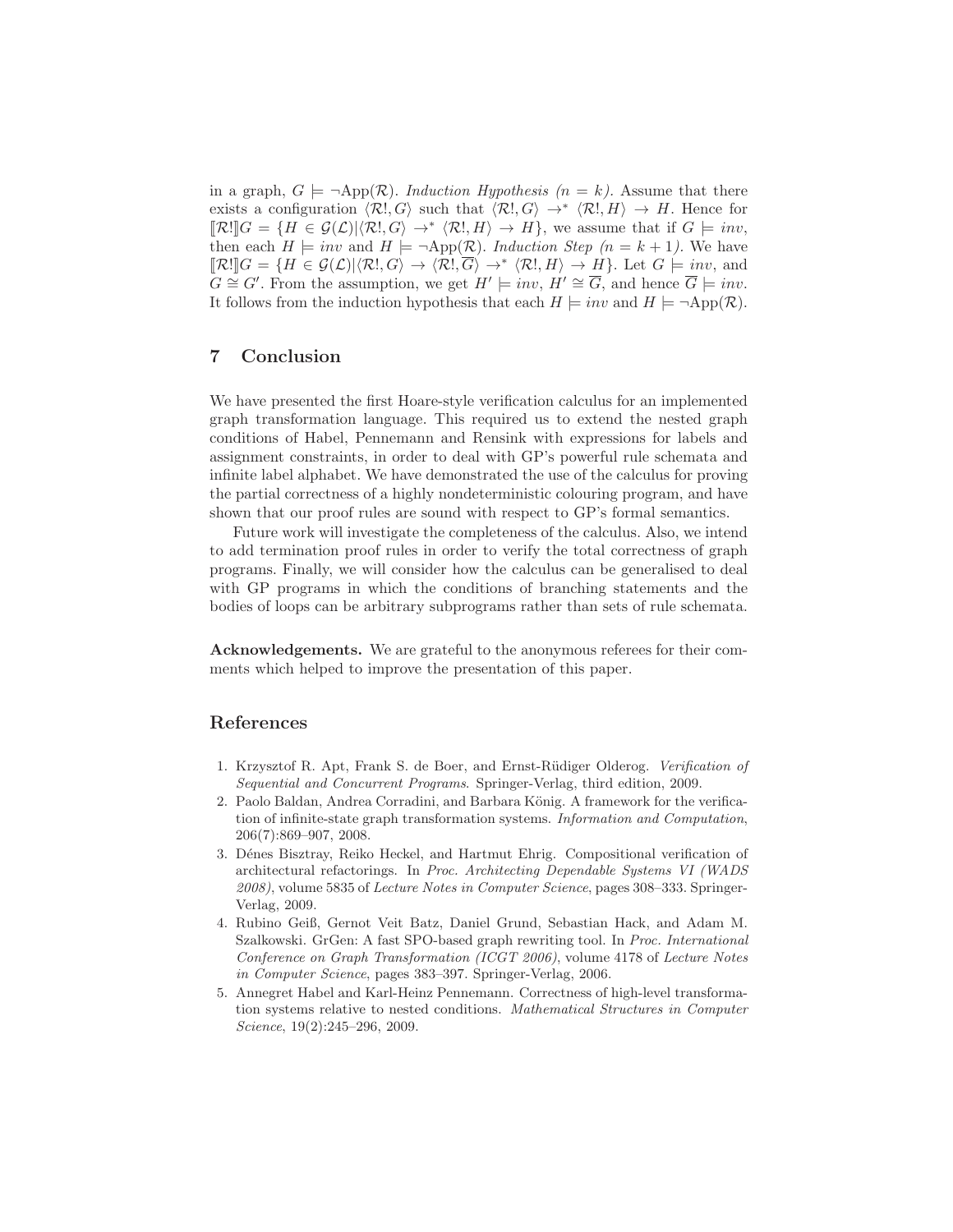in a graph, $G \models \neg\text{App}(\mathcal{R})$. *Induction Hypothesis ($n = k$)*. Assume that there exists a configuration $\langle \mathcal{R}!, G\rangle$ such that $\langle \mathcal{R}!, G\rangle \to^* \langle \mathcal{R}!, H\rangle \to H$. Hence for $[\![\mathcal{R}!]\!]G = \{H \in \mathcal{G}(\mathcal{L}) | \langle \mathcal{R}!, G\rangle \to^* \langle \mathcal{R}!, H\rangle \to H\}$, we assume that if $G \models inv$, then each $H \models inv$ and $H \models \neg\text{App}(\mathcal{R})$. *Induction Step ($n = k + 1$)*. We have $[\![\mathcal{R}!]\!]G = \{H \in \mathcal{G}(\mathcal{L}) | \langle \mathcal{R}!, G\rangle \to \langle \mathcal{R}!, \overline{G}\rangle \to^* \langle \mathcal{R}!, H\rangle \to H\}$. Let $G \models inv$, and $G \cong G'$. From the assumption, we get $H' \models inv$, $H' \cong \overline{G}$, and hence $\overline{G} \models inv$. It follows from the induction hypothesis that each $H \models inv$ and $H \models \neg\text{App}(\mathcal{R})$.

## 7 Conclusion

We have presented the first Hoare-style verification calculus for an implemented graph transformation language. This required us to extend the nested graph conditions of Habel, Pennemann and Rensink with expressions for labels and assignment constraints, in order to deal with GP's powerful rule schemata and infinite label alphabet. We have demonstrated the use of the calculus for proving the partial correctness of a highly nondeterministic colouring program, and have shown that our proof rules are sound with respect to GP's formal semantics.

Future work will investigate the completeness of the calculus. Also, we intend to add termination proof rules in order to verify the total correctness of graph programs. Finally, we will consider how the calculus can be generalised to deal with GP programs in which the conditions of branching statements and the bodies of loops can be arbitrary subprograms rather than sets of rule schemata.

**Acknowledgements.** We are grateful to the anonymous referees for their comments which helped to improve the presentation of this paper.

## References

1. Krzysztof R. Apt, Frank S. de Boer, and Ernst-Rüdiger Olderog. *Verification of Sequential and Concurrent Programs*. Springer-Verlag, third edition, 2009.
2. Paolo Baldan, Andrea Corradini, and Barbara König. A framework for the verification of infinite-state graph transformation systems. *Information and Computation*, 206(7):869–907, 2008.
3. Dénes Bisztray, Reiko Heckel, and Hartmut Ehrig. Compositional verification of architectural refactorings. In *Proc. Architecting Dependable Systems VI (WADS 2008)*, volume 5835 of *Lecture Notes in Computer Science*, pages 308–333. Springer-Verlag, 2009.
4. Rubino Geiß, Gernot Veit Batz, Daniel Grund, Sebastian Hack, and Adam M. Szalkowski. GrGen: A fast SPO-based graph rewriting tool. In *Proc. International Conference on Graph Transformation (ICGT 2006)*, volume 4178 of *Lecture Notes in Computer Science*, pages 383–397. Springer-Verlag, 2006.
5. Annegret Habel and Karl-Heinz Pennemann. Correctness of high-level transformation systems relative to nested conditions. *Mathematical Structures in Computer Science*, 19(2):245–296, 2009.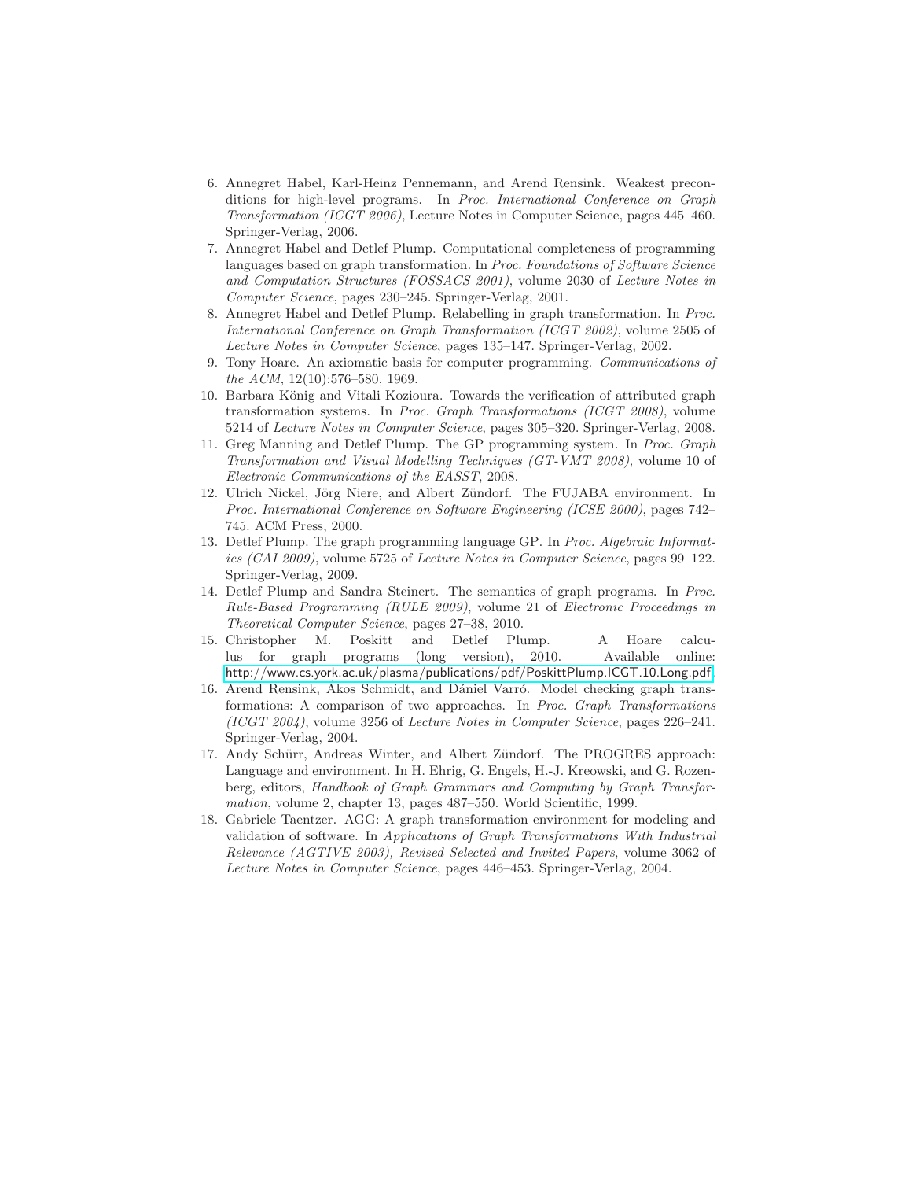6. Annegret Habel, Karl-Heinz Pennemann, and Arend Rensink. Weakest preconditions for high-level programs. In *Proc. International Conference on Graph Transformation (ICGT 2006)*, Lecture Notes in Computer Science, pages 445–460. Springer-Verlag, 2006.
7. Annegret Habel and Detlef Plump. Computational completeness of programming languages based on graph transformation. In *Proc. Foundations of Software Science and Computation Structures (FOSSACS 2001)*, volume 2030 of *Lecture Notes in Computer Science*, pages 230–245. Springer-Verlag, 2001.
8. Annegret Habel and Detlef Plump. Relabelling in graph transformation. In *Proc. International Conference on Graph Transformation (ICGT 2002)*, volume 2505 of *Lecture Notes in Computer Science*, pages 135–147. Springer-Verlag, 2002.
9. Tony Hoare. An axiomatic basis for computer programming. *Communications of the ACM*, 12(10):576–580, 1969.
10. Barbara König and Vitali Kozioura. Towards the verification of attributed graph transformation systems. In *Proc. Graph Transformations (ICGT 2008)*, volume 5214 of *Lecture Notes in Computer Science*, pages 305–320. Springer-Verlag, 2008.
11. Greg Manning and Detlef Plump. The GP programming system. In *Proc. Graph Transformation and Visual Modelling Techniques (GT-VMT 2008)*, volume 10 of *Electronic Communications of the EASST*, 2008.
12. Ulrich Nickel, Jörg Niere, and Albert Zündorf. The FUJABA environment. In *Proc. International Conference on Software Engineering (ICSE 2000)*, pages 742–745. ACM Press, 2000.
13. Detlef Plump. The graph programming language GP. In *Proc. Algebraic Informatics (CAI 2009)*, volume 5725 of *Lecture Notes in Computer Science*, pages 99–122. Springer-Verlag, 2009.
14. Detlef Plump and Sandra Steinert. The semantics of graph programs. In *Proc. Rule-Based Programming (RULE 2009)*, volume 21 of *Electronic Proceedings in Theoretical Computer Science*, pages 27–38, 2010.
15. Christopher M. Poskitt and Detlef Plump. A Hoare calculus for graph programs (long version), 2010. Available online: http://www.cs.york.ac.uk/plasma/publications/pdf/PoskittPlump.ICGT.10.Long.pdf.
16. Arend Rensink, Ákos Schmidt, and Dániel Varró. Model checking graph transformations: A comparison of two approaches. In *Proc. Graph Transformations (ICGT 2004)*, volume 3256 of *Lecture Notes in Computer Science*, pages 226–241. Springer-Verlag, 2004.
17. Andy Schürr, Andreas Winter, and Albert Zündorf. The PROGRES approach: Language and environment. In H. Ehrig, G. Engels, H.-J. Kreowski, and G. Rozenberg, editors, *Handbook of Graph Grammars and Computing by Graph Transformation*, volume 2, chapter 13, pages 487–550. World Scientific, 1999.
18. Gabriele Taentzer. AGG: A graph transformation environment for modeling and validation of software. In *Applications of Graph Transformations With Industrial Relevance (AGTIVE 2003), Revised Selected and Invited Papers*, volume 3062 of *Lecture Notes in Computer Science*, pages 446–453. Springer-Verlag, 2004.